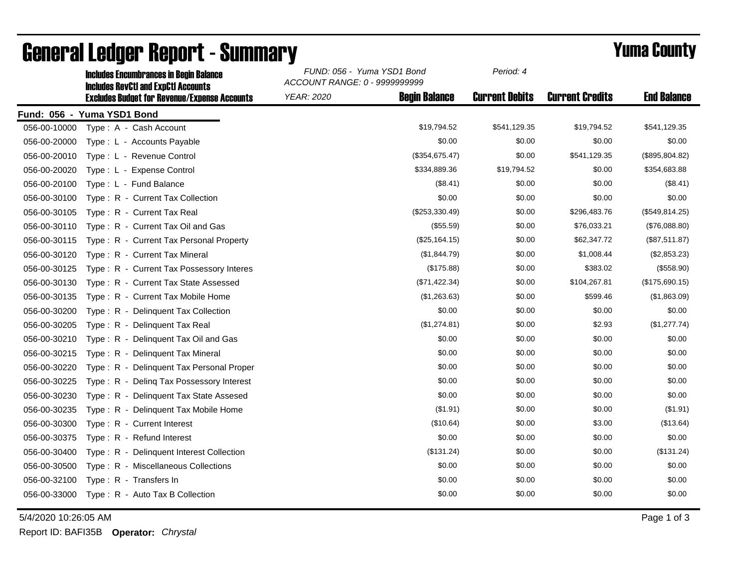# General Ledger Report - Summary

## Yuma County

**Includes Encumbrances in Begin Balance**
**Includes RevCtl and ExpCtl Accounts**
**Excludes Budget for Revenue/Expense Accounts**

*FUND: 056 - Yuma YSD1 Bond*
*ACCOUNT RANGE: 0 - 9999999999*
*YEAR: 2020*
*Period: 4*

**Fund: 056 - Yuma YSD1 Bond**

| Account | Description | Begin Balance | Current Debits | Current Credits | End Balance |
|---|---|---|---|---|---|
| 056-00-10000 | Type : A - Cash Account | $19,794.52 | $541,129.35 | $19,794.52 | $541,129.35 |
| 056-00-20000 | Type : L - Accounts Payable | $0.00 | $0.00 | $0.00 | $0.00 |
| 056-00-20010 | Type : L - Revenue Control | ($354,675.47) | $0.00 | $541,129.35 | ($895,804.82) |
| 056-00-20020 | Type : L - Expense Control | $334,889.36 | $19,794.52 | $0.00 | $354,683.88 |
| 056-00-20100 | Type : L - Fund Balance | ($8.41) | $0.00 | $0.00 | ($8.41) |
| 056-00-30100 | Type : R - Current Tax Collection | $0.00 | $0.00 | $0.00 | $0.00 |
| 056-00-30105 | Type : R - Current Tax Real | ($253,330.49) | $0.00 | $296,483.76 | ($549,814.25) |
| 056-00-30110 | Type : R - Current Tax Oil and Gas | ($55.59) | $0.00 | $76,033.21 | ($76,088.80) |
| 056-00-30115 | Type : R - Current Tax Personal Property | ($25,164.15) | $0.00 | $62,347.72 | ($87,511.87) |
| 056-00-30120 | Type : R - Current Tax Mineral | ($1,844.79) | $0.00 | $1,008.44 | ($2,853.23) |
| 056-00-30125 | Type : R - Current Tax Possessory Interes | ($175.88) | $0.00 | $383.02 | ($558.90) |
| 056-00-30130 | Type : R - Current Tax State Assessed | ($71,422.34) | $0.00 | $104,267.81 | ($175,690.15) |
| 056-00-30135 | Type : R - Current Tax Mobile Home | ($1,263.63) | $0.00 | $599.46 | ($1,863.09) |
| 056-00-30200 | Type : R - Delinquent Tax Collection | $0.00 | $0.00 | $0.00 | $0.00 |
| 056-00-30205 | Type : R - Delinquent Tax Real | ($1,274.81) | $0.00 | $2.93 | ($1,277.74) |
| 056-00-30210 | Type : R - Delinquent Tax Oil and Gas | $0.00 | $0.00 | $0.00 | $0.00 |
| 056-00-30215 | Type : R - Delinquent Tax Mineral | $0.00 | $0.00 | $0.00 | $0.00 |
| 056-00-30220 | Type : R - Delinquent Tax Personal Proper | $0.00 | $0.00 | $0.00 | $0.00 |
| 056-00-30225 | Type : R - Delinq Tax Possessory Interest | $0.00 | $0.00 | $0.00 | $0.00 |
| 056-00-30230 | Type : R - Delinquent Tax State Assesed | $0.00 | $0.00 | $0.00 | $0.00 |
| 056-00-30235 | Type : R - Delinquent Tax Mobile Home | ($1.91) | $0.00 | $0.00 | ($1.91) |
| 056-00-30300 | Type : R - Current Interest | ($10.64) | $0.00 | $3.00 | ($13.64) |
| 056-00-30375 | Type : R - Refund Interest | $0.00 | $0.00 | $0.00 | $0.00 |
| 056-00-30400 | Type : R - Delinquent Interest Collection | ($131.24) | $0.00 | $0.00 | ($131.24) |
| 056-00-30500 | Type : R - Miscellaneous Collections | $0.00 | $0.00 | $0.00 | $0.00 |
| 056-00-32100 | Type : R - Transfers In | $0.00 | $0.00 | $0.00 | $0.00 |
| 056-00-33000 | Type : R - Auto Tax B Collection | $0.00 | $0.00 | $0.00 | $0.00 |

5/4/2020 10:26:05 AM

Report ID: BAFI35B **Operator:** *Chrystal*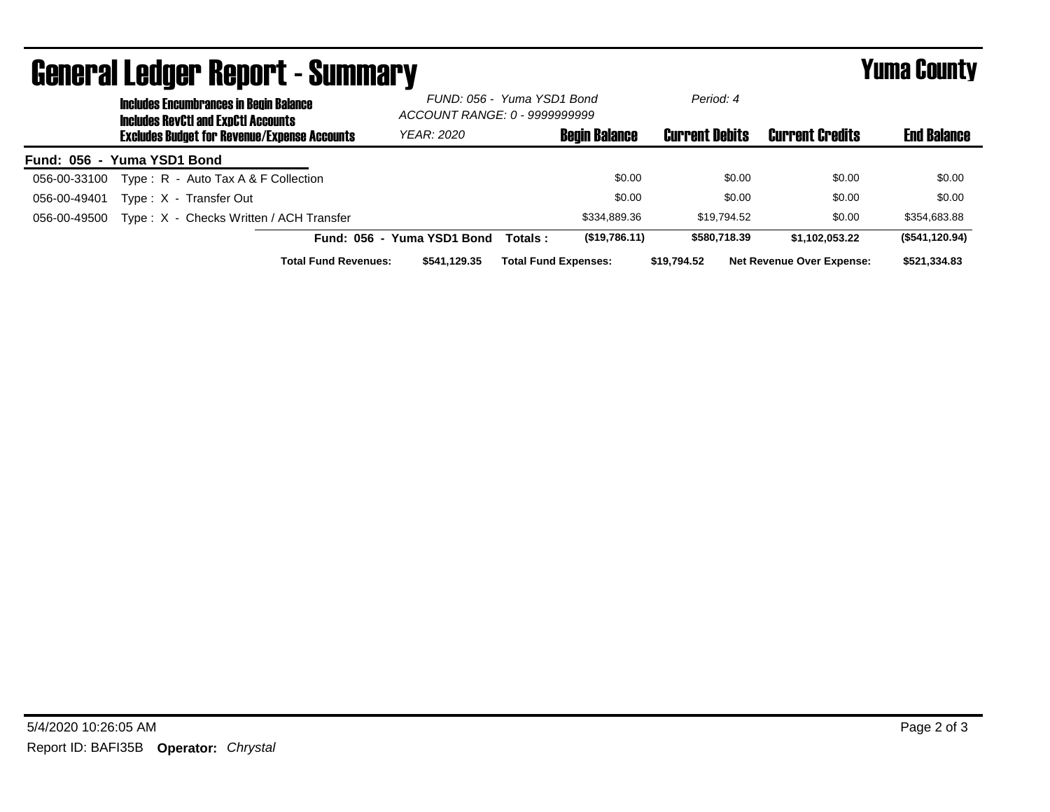# General Ledger Report - Summary

## Yuma County

**Includes Encumbrances in Begin Balance**
**Includes RevCtl and ExpCtl Accounts**
**Excludes Budget for Revenue/Expense Accounts**

*FUND: 056 - Yuma YSD1 Bond*
*ACCOUNT RANGE: 0 - 9999999999*
*YEAR: 2020*
*Period: 4*

**Fund: 056 - Yuma YSD1 Bond**

| Account | Description | Begin Balance | Current Debits | Current Credits | End Balance |
|---|---|---|---|---|---|
| 056-00-33100 | Type : R - Auto Tax A & F Collection | $0.00 | $0.00 | $0.00 | $0.00 |
| 056-00-49401 | Type : X - Transfer Out | $0.00 | $0.00 | $0.00 | $0.00 |
| 056-00-49500 | Type : X - Checks Written / ACH Transfer | $334,889.36 | $19,794.52 | $0.00 | $354,683.88 |
| | **Fund: 056 - Yuma YSD1 Bond Totals :** | **($19,786.11)** | **$580,718.39** | **$1,102,053.22** | **($541,120.94)** |

**Total Fund Revenues:** $541,129.35 **Total Fund Expenses:** $19,794.52 **Net Revenue Over Expense:** $521,334.83

5/4/2020 10:26:05 AM

Report ID: BAFI35B **Operator:** *Chrystal*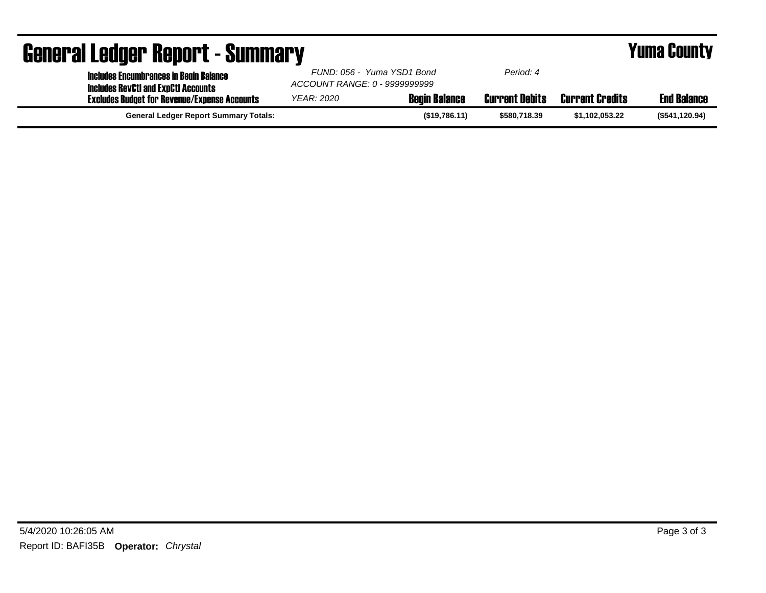# General Ledger Report - Summary

**Yuma County**

Includes Encumbrances in Begin Balance
Includes RevCtl and ExpCtl Accounts
Excludes Budget for Revenue/Expense Accounts

*FUND: 056 - Yuma YSD1 Bond*
*ACCOUNT RANGE: 0 - 9999999999*
*YEAR: 2020*
*Period: 4*

| | Begin Balance | Current Debits | Current Credits | End Balance |
|---|---|---|---|---|
| **General Ledger Report Summary Totals:** | **($19,786.11)** | **$580,718.39** | **$1,102,053.22** | **($541,120.94)** |

5/4/2020 10:26:05 AM

Report ID: BAFI35B **Operator:** *Chrystal*